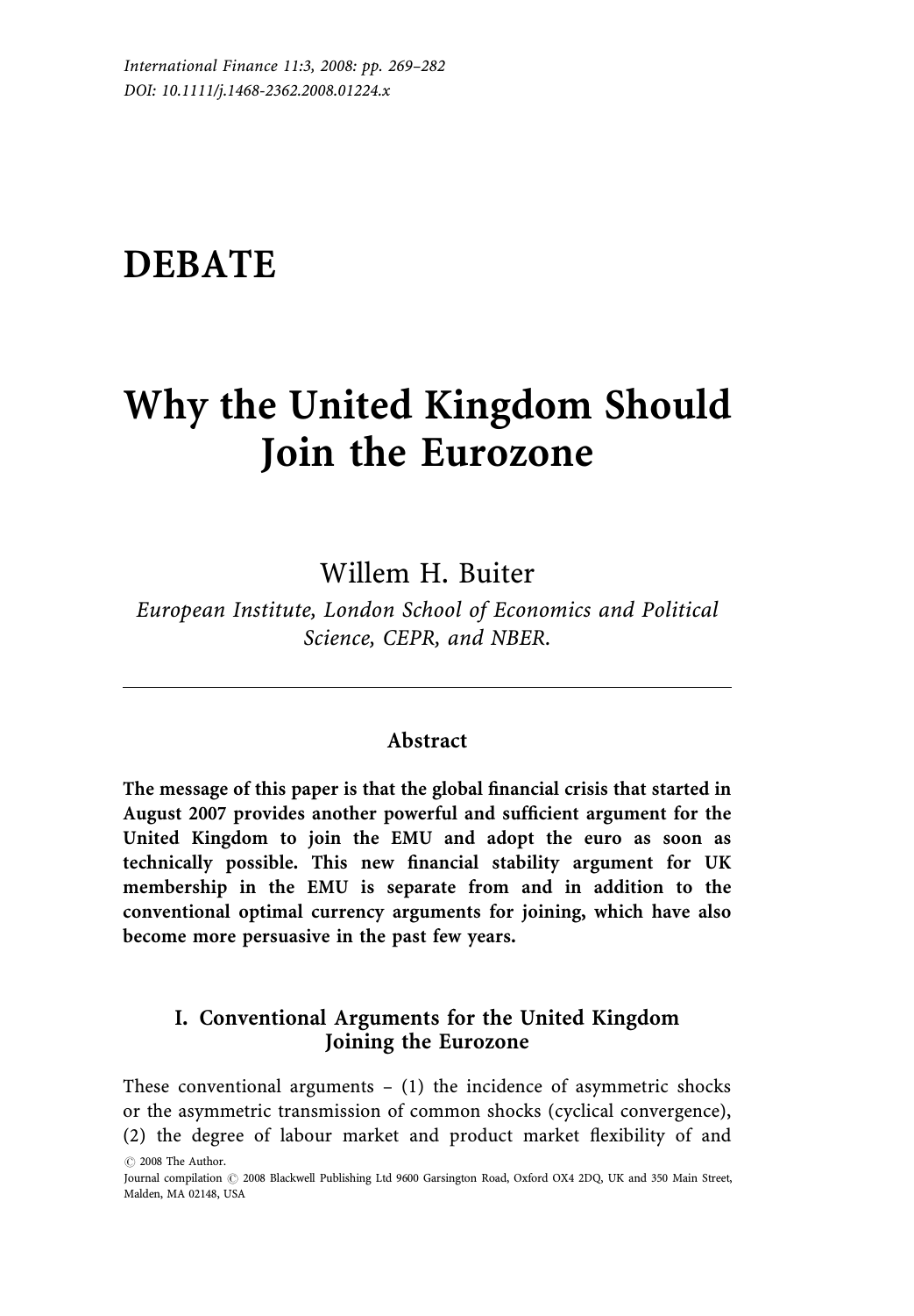# DEBATE

# Why the United Kingdom Should Join the Eurozone

Willem H. Buiter

*European Institute, London School of Economics and Political Science, CEPR, and NBER.*

---

## Abstract

**The message of this paper is that the global financial crisis that started in August 2007 provides another powerful and sufficient argument for the United Kingdom to join the EMU and adopt the euro as soon as technically possible. This new financial stability argument for UK membership in the EMU is separate from and in addition to the conventional optimal currency arguments for joining, which have also become more persuasive in the past few years.**

## I. Conventional Arguments for the United Kingdom Joining the Eurozone

These conventional arguments – (1) the incidence of asymmetric shocks or the asymmetric transmission of common shocks (cyclical convergence), (2) the degree of labour market and product market flexibility of and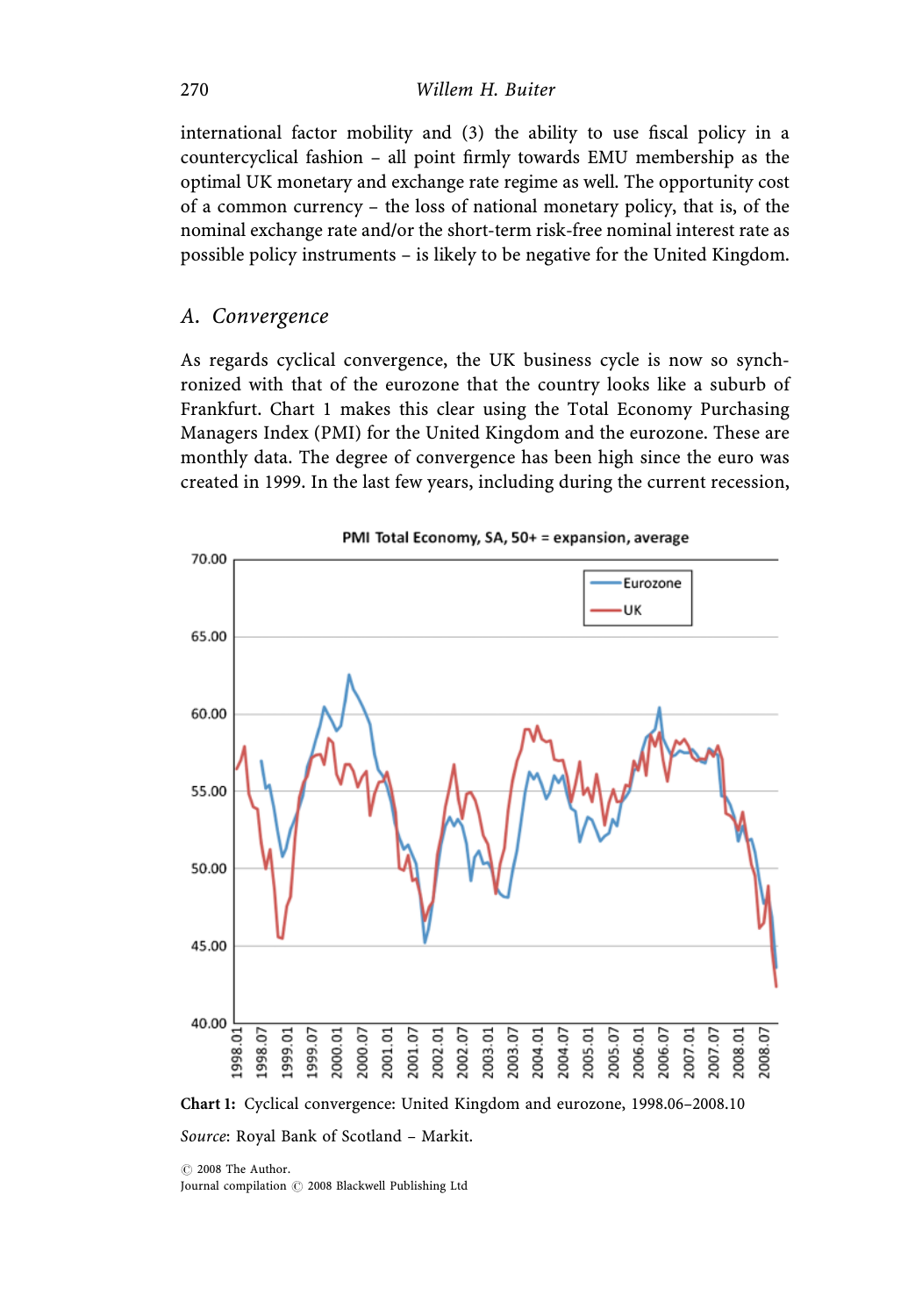international factor mobility and (3) the ability to use fiscal policy in a countercyclical fashion – all point firmly towards EMU membership as the optimal UK monetary and exchange rate regime as well. The opportunity cost of a common currency – the loss of national monetary policy, that is, of the nominal exchange rate and/or the short-term risk-free nominal interest rate as possible policy instruments – is likely to be negative for the United Kingdom.

## A. Convergence

As regards cyclical convergence, the UK business cycle is now so synchronized with that of the eurozone that the country looks like a suburb of Frankfurt. Chart 1 makes this clear using the Total Economy Purchasing Managers Index (PMI) for the United Kingdom and the eurozone. These are monthly data. The degree of convergence has been high since the euro was created in 1999. In the last few years, including during the current recession,

**Chart 1:** Cyclical convergence: United Kingdom and eurozone, 1998.06–2008.10

*Source*: Royal Bank of Scotland – Markit.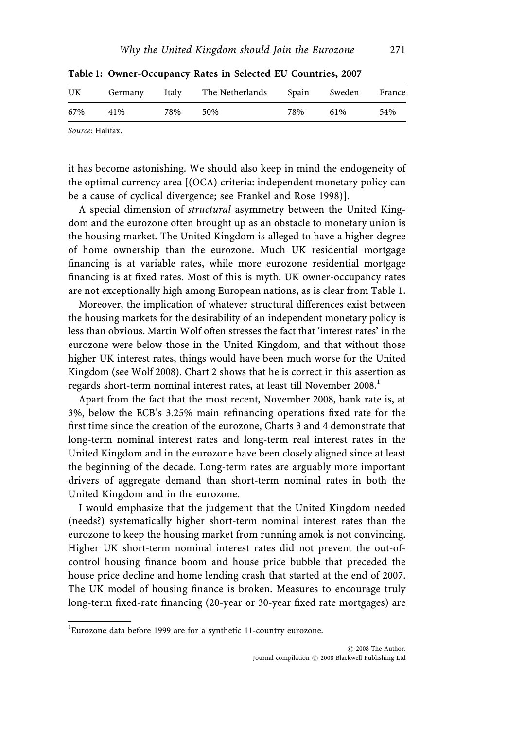**Table 1: Owner-Occupancy Rates in Selected EU Countries, 2007**

| UK | Germany | Italy | The Netherlands | Spain | Sweden | France |
|---|---|---|---|---|---|---|
| 67% | 41% | 78% | 50% | 78% | 61% | 54% |

*Source:* Halifax.

it has become astonishing. We should also keep in mind the endogeneity of the optimal currency area [(OCA) criteria: independent monetary policy can be a cause of cyclical divergence; see Frankel and Rose 1998)].

A special dimension of *structural* asymmetry between the United Kingdom and the eurozone often brought up as an obstacle to monetary union is the housing market. The United Kingdom is alleged to have a higher degree of home ownership than the eurozone. Much UK residential mortgage financing is at variable rates, while more eurozone residential mortgage financing is at fixed rates. Most of this is myth. UK owner-occupancy rates are not exceptionally high among European nations, as is clear from Table 1.

Moreover, the implication of whatever structural differences exist between the housing markets for the desirability of an independent monetary policy is less than obvious. Martin Wolf often stresses the fact that 'interest rates' in the eurozone were below those in the United Kingdom, and that without those higher UK interest rates, things would have been much worse for the United Kingdom (see Wolf 2008). Chart 2 shows that he is correct in this assertion as regards short-term nominal interest rates, at least till November 2008.[1]

Apart from the fact that the most recent, November 2008, bank rate is, at 3%, below the ECB's 3.25% main refinancing operations fixed rate for the first time since the creation of the eurozone, Charts 3 and 4 demonstrate that long-term nominal interest rates and long-term real interest rates in the United Kingdom and in the eurozone have been closely aligned since at least the beginning of the decade. Long-term rates are arguably more important drivers of aggregate demand than short-term nominal rates in both the United Kingdom and in the eurozone.

I would emphasize that the judgement that the United Kingdom needed (needs?) systematically higher short-term nominal interest rates than the eurozone to keep the housing market from running amok is not convincing. Higher UK short-term nominal interest rates did not prevent the out-of-control housing finance boom and house price bubble that preceded the house price decline and home lending crash that started at the end of 2007. The UK model of housing finance is broken. Measures to encourage truly long-term fixed-rate financing (20-year or 30-year fixed rate mortgages) are

[1] Eurozone data before 1999 are for a synthetic 11-country eurozone.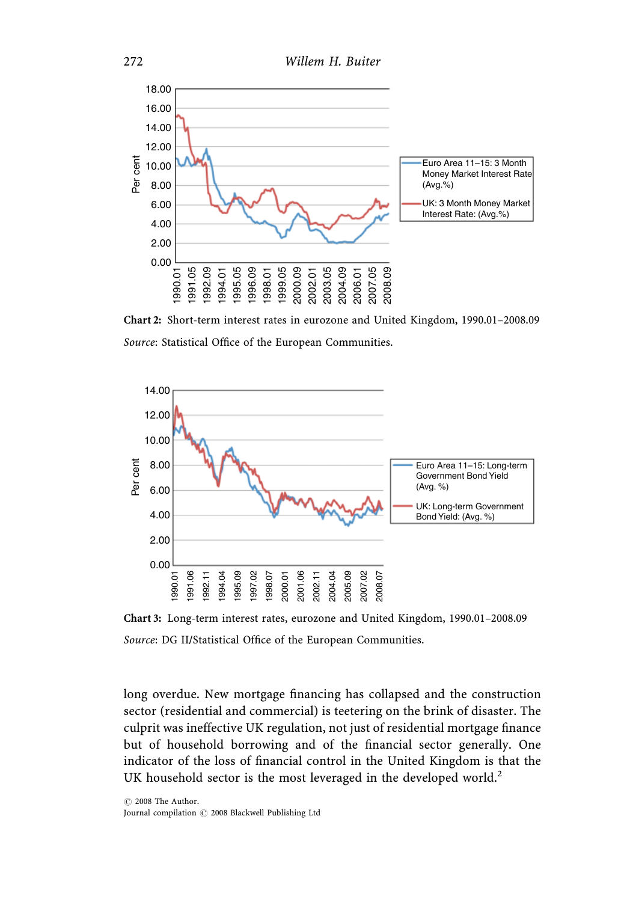**Chart 2:** Short-term interest rates in eurozone and United Kingdom, 1990.01–2008.09

*Source*: Statistical Office of the European Communities.

**Chart 3:** Long-term interest rates, eurozone and United Kingdom, 1990.01–2008.09

*Source*: DG II/Statistical Office of the European Communities.

long overdue. New mortgage financing has collapsed and the construction sector (residential and commercial) is teetering on the brink of disaster. The culprit was ineffective UK regulation, not just of residential mortgage finance but of household borrowing and of the financial sector generally. One indicator of the loss of financial control in the United Kingdom is that the UK household sector is the most leveraged in the developed world.[2]

© 2008 The Author.
Journal compilation © 2008 Blackwell Publishing Ltd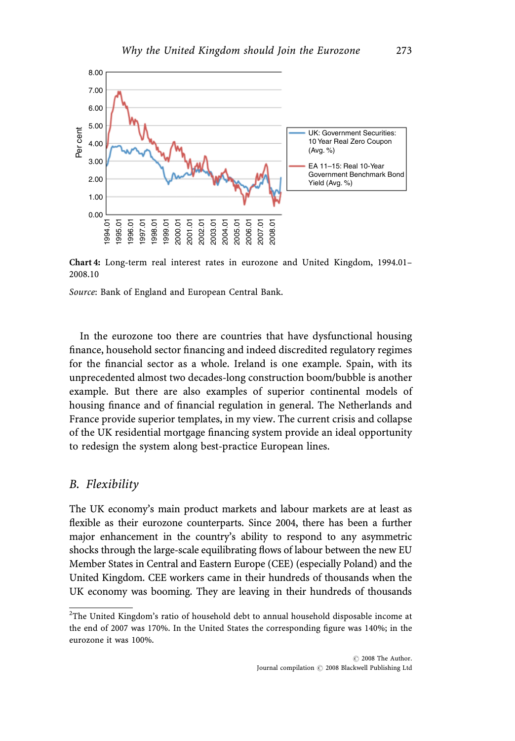**Chart 4:** Long-term real interest rates in eurozone and United Kingdom, 1994.01–2008.10

*Source*: Bank of England and European Central Bank.

In the eurozone too there are countries that have dysfunctional housing finance, household sector financing and indeed discredited regulatory regimes for the financial sector as a whole. Ireland is one example. Spain, with its unprecedented almost two decades-long construction boom/bubble is another example. But there are also examples of superior continental models of housing finance and of financial regulation in general. The Netherlands and France provide superior templates, in my view. The current crisis and collapse of the UK residential mortgage financing system provide an ideal opportunity to redesign the system along best-practice European lines.

## B. *Flexibility*

The UK economy's main product markets and labour markets are at least as flexible as their eurozone counterparts. Since 2004, there has been a further major enhancement in the country's ability to respond to any asymmetric shocks through the large-scale equilibrating flows of labour between the new EU Member States in Central and Eastern Europe (CEE) (especially Poland) and the United Kingdom. CEE workers came in their hundreds of thousands when the UK economy was booming. They are leaving in their hundreds of thousands

---

[2]The United Kingdom's ratio of household debt to annual household disposable income at the end of 2007 was 170%. In the United States the corresponding figure was 140%; in the eurozone it was 100%.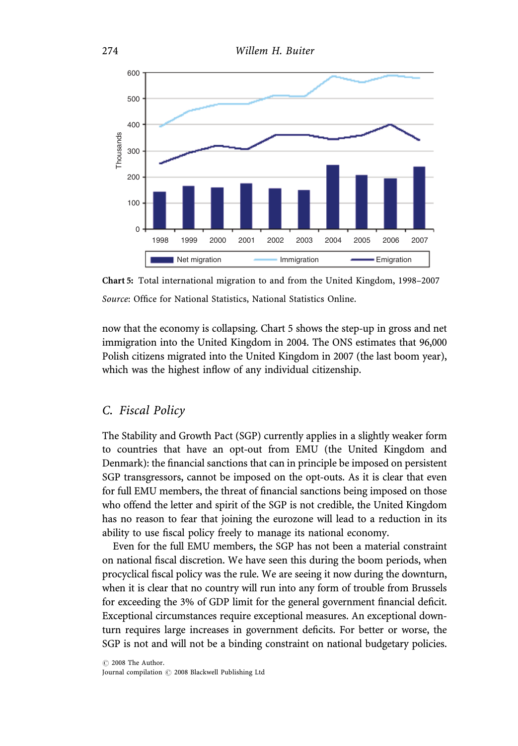**Chart 5:** Total international migration to and from the United Kingdom, 1998–2007

*Source*: Office for National Statistics, National Statistics Online.

now that the economy is collapsing. Chart 5 shows the step-up in gross and net immigration into the United Kingdom in 2004. The ONS estimates that 96,000 Polish citizens migrated into the United Kingdom in 2007 (the last boom year), which was the highest inflow of any individual citizenship.

## C. *Fiscal Policy*

The Stability and Growth Pact (SGP) currently applies in a slightly weaker form to countries that have an opt-out from EMU (the United Kingdom and Denmark): the financial sanctions that can in principle be imposed on persistent SGP transgressors, cannot be imposed on the opt-outs. As it is clear that even for full EMU members, the threat of financial sanctions being imposed on those who offend the letter and spirit of the SGP is not credible, the United Kingdom has no reason to fear that joining the eurozone will lead to a reduction in its ability to use fiscal policy freely to manage its national economy.

Even for the full EMU members, the SGP has not been a material constraint on national fiscal discretion. We have seen this during the boom periods, when procyclical fiscal policy was the rule. We are seeing it now during the downturn, when it is clear that no country will run into any form of trouble from Brussels for exceeding the 3% of GDP limit for the general government financial deficit. Exceptional circumstances require exceptional measures. An exceptional downturn requires large increases in government deficits. For better or worse, the SGP is not and will not be a binding constraint on national budgetary policies.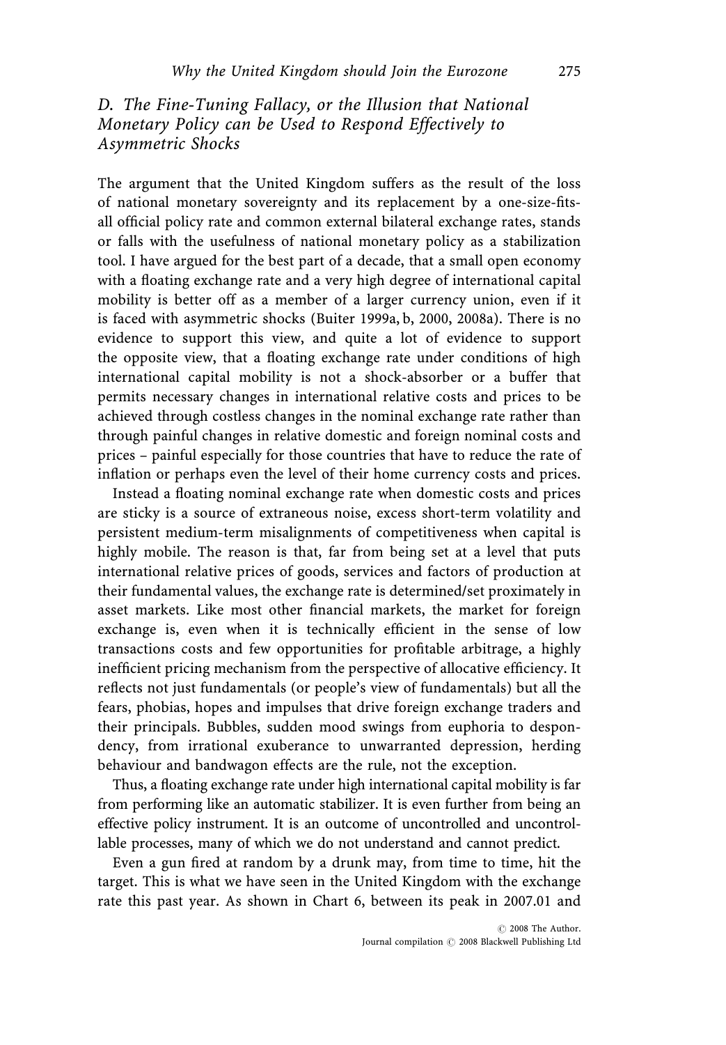## D. The Fine-Tuning Fallacy, or the Illusion that National Monetary Policy can be Used to Respond Effectively to Asymmetric Shocks

The argument that the United Kingdom suffers as the result of the loss of national monetary sovereignty and its replacement by a one-size-fits-all official policy rate and common external bilateral exchange rates, stands or falls with the usefulness of national monetary policy as a stabilization tool. I have argued for the best part of a decade, that a small open economy with a floating exchange rate and a very high degree of international capital mobility is better off as a member of a larger currency union, even if it is faced with asymmetric shocks (Buiter 1999a, b, 2000, 2008a). There is no evidence to support this view, and quite a lot of evidence to support the opposite view, that a floating exchange rate under conditions of high international capital mobility is not a shock-absorber or a buffer that permits necessary changes in international relative costs and prices to be achieved through costless changes in the nominal exchange rate rather than through painful changes in relative domestic and foreign nominal costs and prices – painful especially for those countries that have to reduce the rate of inflation or perhaps even the level of their home currency costs and prices.

Instead a floating nominal exchange rate when domestic costs and prices are sticky is a source of extraneous noise, excess short-term volatility and persistent medium-term misalignments of competitiveness when capital is highly mobile. The reason is that, far from being set at a level that puts international relative prices of goods, services and factors of production at their fundamental values, the exchange rate is determined/set proximately in asset markets. Like most other financial markets, the market for foreign exchange is, even when it is technically efficient in the sense of low transactions costs and few opportunities for profitable arbitrage, a highly inefficient pricing mechanism from the perspective of allocative efficiency. It reflects not just fundamentals (or people's view of fundamentals) but all the fears, phobias, hopes and impulses that drive foreign exchange traders and their principals. Bubbles, sudden mood swings from euphoria to despondency, from irrational exuberance to unwarranted depression, herding behaviour and bandwagon effects are the rule, not the exception.

Thus, a floating exchange rate under high international capital mobility is far from performing like an automatic stabilizer. It is even further from being an effective policy instrument. It is an outcome of uncontrolled and uncontrollable processes, many of which we do not understand and cannot predict.

Even a gun fired at random by a drunk may, from time to time, hit the target. This is what we have seen in the United Kingdom with the exchange rate this past year. As shown in Chart 6, between its peak in 2007.01 and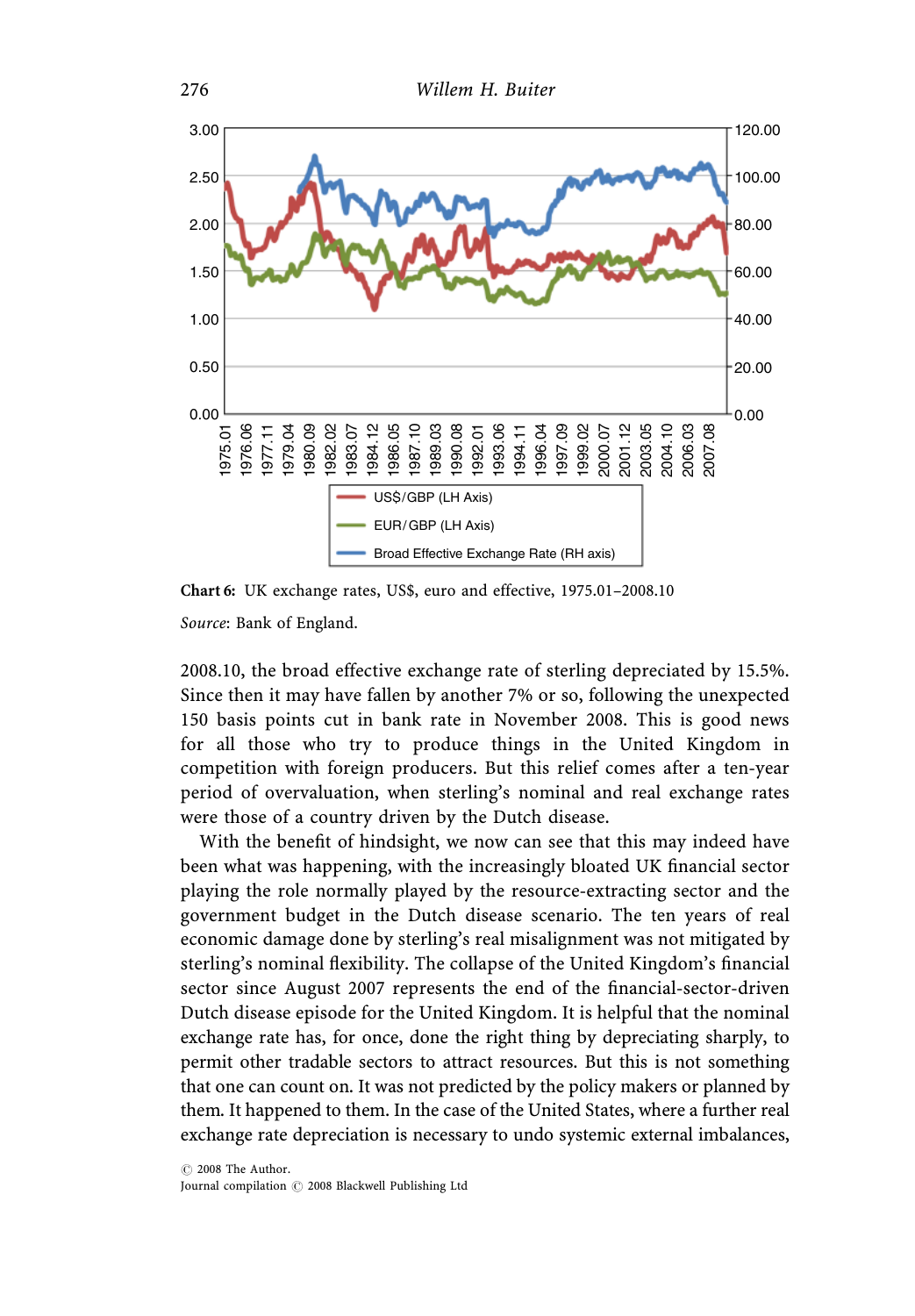Chart 6: UK exchange rates, US$, euro and effective, 1975.01–2008.10

*Source*: Bank of England.

2008.10, the broad effective exchange rate of sterling depreciated by 15.5%. Since then it may have fallen by another 7% or so, following the unexpected 150 basis points cut in bank rate in November 2008. This is good news for all those who try to produce things in the United Kingdom in competition with foreign producers. But this relief comes after a ten-year period of overvaluation, when sterling's nominal and real exchange rates were those of a country driven by the Dutch disease.

With the benefit of hindsight, we now can see that this may indeed have been what was happening, with the increasingly bloated UK financial sector playing the role normally played by the resource-extracting sector and the government budget in the Dutch disease scenario. The ten years of real economic damage done by sterling's real misalignment was not mitigated by sterling's nominal flexibility. The collapse of the United Kingdom's financial sector since August 2007 represents the end of the financial-sector-driven Dutch disease episode for the United Kingdom. It is helpful that the nominal exchange rate has, for once, done the right thing by depreciating sharply, to permit other tradable sectors to attract resources. But this is not something that one can count on. It was not predicted by the policy makers or planned by them. It happened to them. In the case of the United States, where a further real exchange rate depreciation is necessary to undo systemic external imbalances,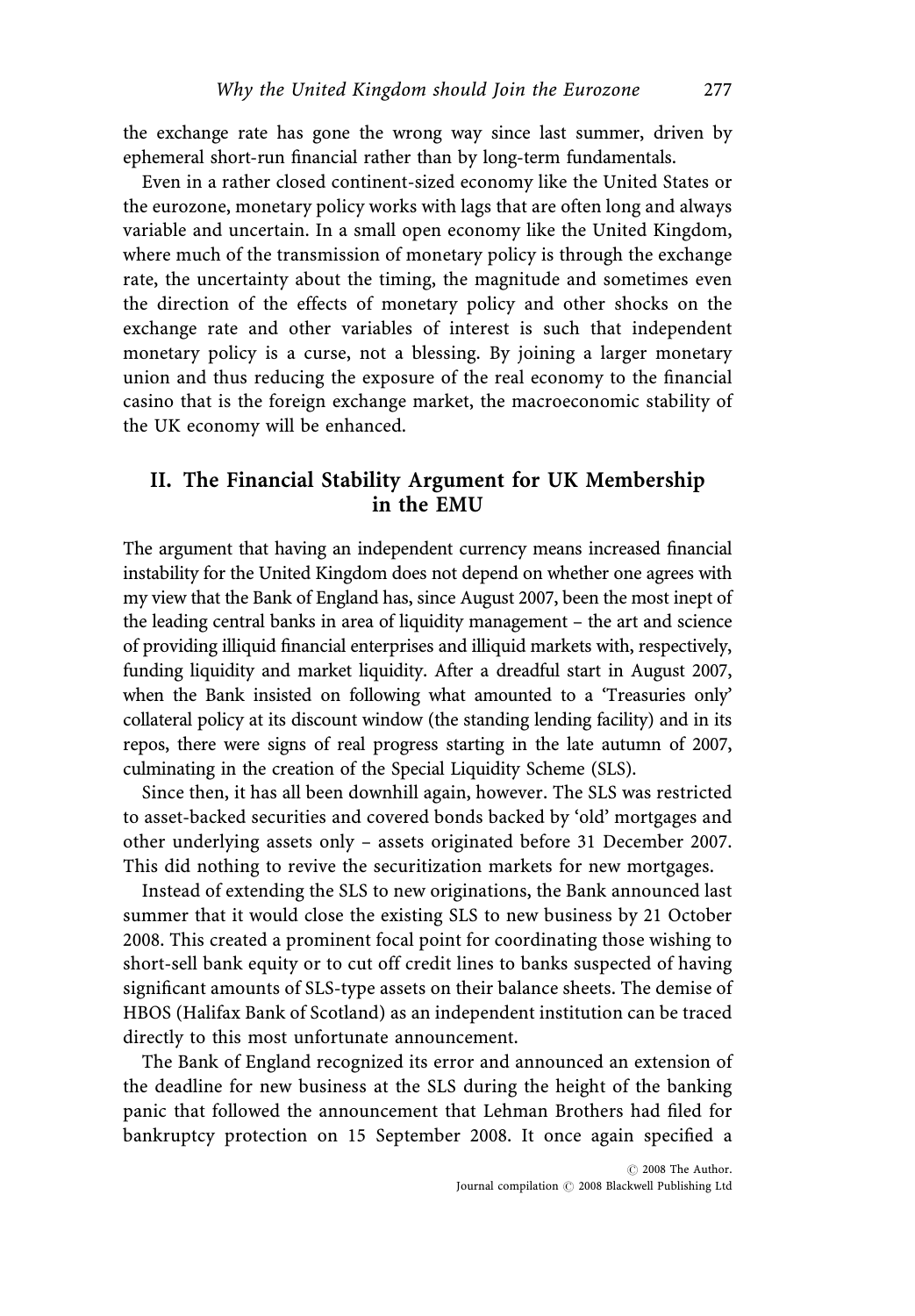the exchange rate has gone the wrong way since last summer, driven by ephemeral short-run financial rather than by long-term fundamentals.

Even in a rather closed continent-sized economy like the United States or the eurozone, monetary policy works with lags that are often long and always variable and uncertain. In a small open economy like the United Kingdom, where much of the transmission of monetary policy is through the exchange rate, the uncertainty about the timing, the magnitude and sometimes even the direction of the effects of monetary policy and other shocks on the exchange rate and other variables of interest is such that independent monetary policy is a curse, not a blessing. By joining a larger monetary union and thus reducing the exposure of the real economy to the financial casino that is the foreign exchange market, the macroeconomic stability of the UK economy will be enhanced.

## II. The Financial Stability Argument for UK Membership in the EMU

The argument that having an independent currency means increased financial instability for the United Kingdom does not depend on whether one agrees with my view that the Bank of England has, since August 2007, been the most inept of the leading central banks in area of liquidity management – the art and science of providing illiquid financial enterprises and illiquid markets with, respectively, funding liquidity and market liquidity. After a dreadful start in August 2007, when the Bank insisted on following what amounted to a 'Treasuries only' collateral policy at its discount window (the standing lending facility) and in its repos, there were signs of real progress starting in the late autumn of 2007, culminating in the creation of the Special Liquidity Scheme (SLS).

Since then, it has all been downhill again, however. The SLS was restricted to asset-backed securities and covered bonds backed by 'old' mortgages and other underlying assets only – assets originated before 31 December 2007. This did nothing to revive the securitization markets for new mortgages.

Instead of extending the SLS to new originations, the Bank announced last summer that it would close the existing SLS to new business by 21 October 2008. This created a prominent focal point for coordinating those wishing to short-sell bank equity or to cut off credit lines to banks suspected of having significant amounts of SLS-type assets on their balance sheets. The demise of HBOS (Halifax Bank of Scotland) as an independent institution can be traced directly to this most unfortunate announcement.

The Bank of England recognized its error and announced an extension of the deadline for new business at the SLS during the height of the banking panic that followed the announcement that Lehman Brothers had filed for bankruptcy protection on 15 September 2008. It once again specified a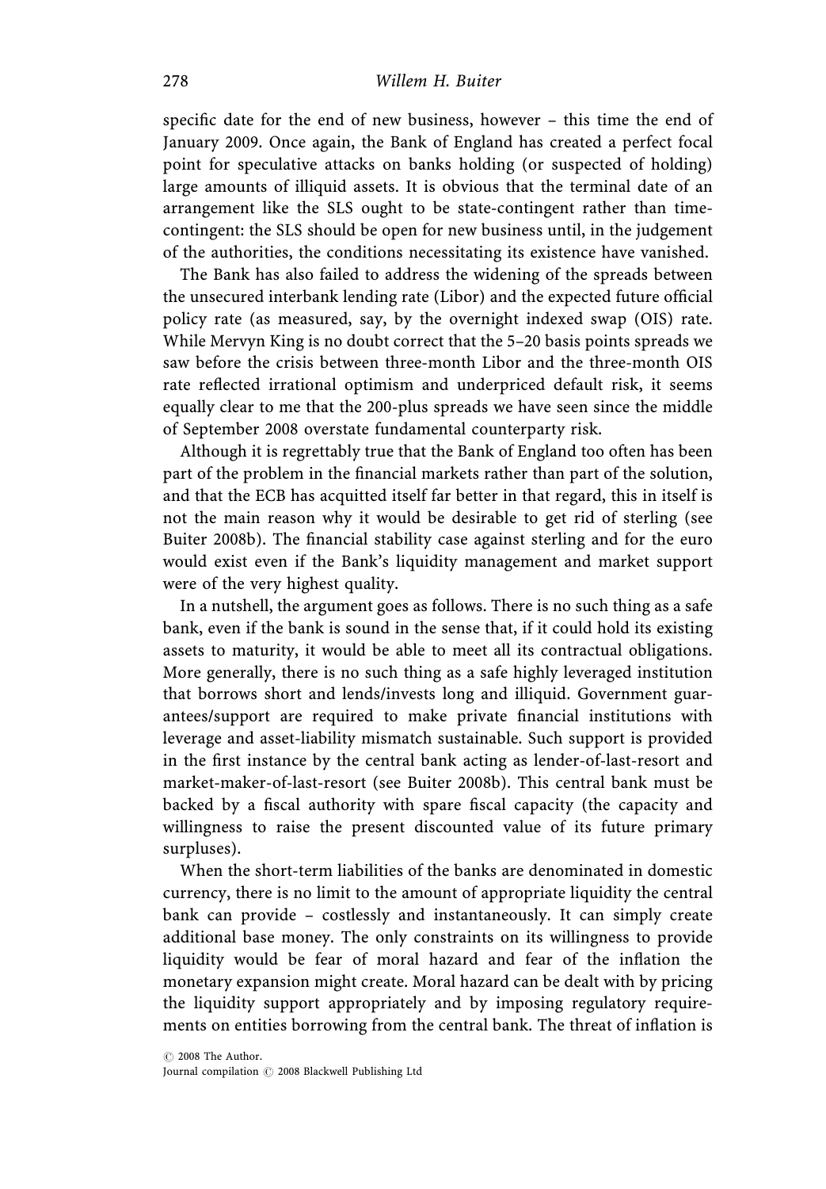specific date for the end of new business, however – this time the end of January 2009. Once again, the Bank of England has created a perfect focal point for speculative attacks on banks holding (or suspected of holding) large amounts of illiquid assets. It is obvious that the terminal date of an arrangement like the SLS ought to be state-contingent rather than time-contingent: the SLS should be open for new business until, in the judgement of the authorities, the conditions necessitating its existence have vanished.

The Bank has also failed to address the widening of the spreads between the unsecured interbank lending rate (Libor) and the expected future official policy rate (as measured, say, by the overnight indexed swap (OIS) rate. While Mervyn King is no doubt correct that the 5–20 basis points spreads we saw before the crisis between three-month Libor and the three-month OIS rate reflected irrational optimism and underpriced default risk, it seems equally clear to me that the 200-plus spreads we have seen since the middle of September 2008 overstate fundamental counterparty risk.

Although it is regrettably true that the Bank of England too often has been part of the problem in the financial markets rather than part of the solution, and that the ECB has acquitted itself far better in that regard, this in itself is not the main reason why it would be desirable to get rid of sterling (see Buiter 2008b). The financial stability case against sterling and for the euro would exist even if the Bank's liquidity management and market support were of the very highest quality.

In a nutshell, the argument goes as follows. There is no such thing as a safe bank, even if the bank is sound in the sense that, if it could hold its existing assets to maturity, it would be able to meet all its contractual obligations. More generally, there is no such thing as a safe highly leveraged institution that borrows short and lends/invests long and illiquid. Government guarantees/support are required to make private financial institutions with leverage and asset-liability mismatch sustainable. Such support is provided in the first instance by the central bank acting as lender-of-last-resort and market-maker-of-last-resort (see Buiter 2008b). This central bank must be backed by a fiscal authority with spare fiscal capacity (the capacity and willingness to raise the present discounted value of its future primary surpluses).

When the short-term liabilities of the banks are denominated in domestic currency, there is no limit to the amount of appropriate liquidity the central bank can provide – costlessly and instantaneously. It can simply create additional base money. The only constraints on its willingness to provide liquidity would be fear of moral hazard and fear of the inflation the monetary expansion might create. Moral hazard can be dealt with by pricing the liquidity support appropriately and by imposing regulatory requirements on entities borrowing from the central bank. The threat of inflation is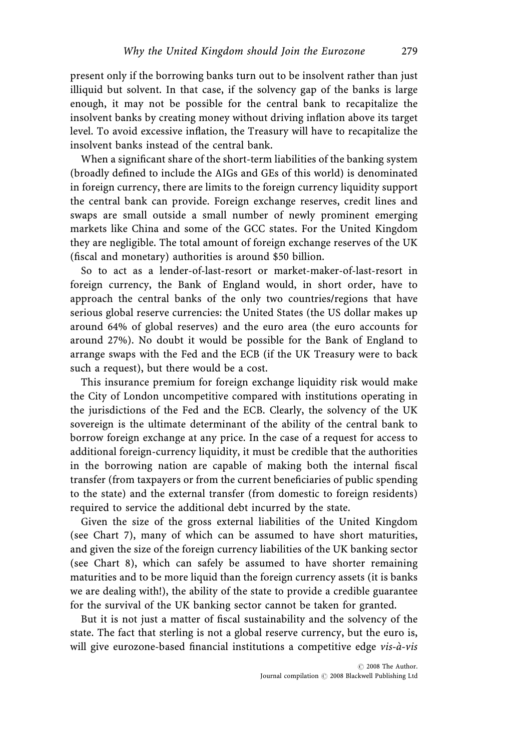present only if the borrowing banks turn out to be insolvent rather than just illiquid but solvent. In that case, if the solvency gap of the banks is large enough, it may not be possible for the central bank to recapitalize the insolvent banks by creating money without driving inflation above its target level. To avoid excessive inflation, the Treasury will have to recapitalize the insolvent banks instead of the central bank.

When a significant share of the short-term liabilities of the banking system (broadly defined to include the AIGs and GEs of this world) is denominated in foreign currency, there are limits to the foreign currency liquidity support the central bank can provide. Foreign exchange reserves, credit lines and swaps are small outside a small number of newly prominent emerging markets like China and some of the GCC states. For the United Kingdom they are negligible. The total amount of foreign exchange reserves of the UK (fiscal and monetary) authorities is around \$50 billion.

So to act as a lender-of-last-resort or market-maker-of-last-resort in foreign currency, the Bank of England would, in short order, have to approach the central banks of the only two countries/regions that have serious global reserve currencies: the United States (the US dollar makes up around 64% of global reserves) and the euro area (the euro accounts for around 27%). No doubt it would be possible for the Bank of England to arrange swaps with the Fed and the ECB (if the UK Treasury were to back such a request), but there would be a cost.

This insurance premium for foreign exchange liquidity risk would make the City of London uncompetitive compared with institutions operating in the jurisdictions of the Fed and the ECB. Clearly, the solvency of the UK sovereign is the ultimate determinant of the ability of the central bank to borrow foreign exchange at any price. In the case of a request for access to additional foreign-currency liquidity, it must be credible that the authorities in the borrowing nation are capable of making both the internal fiscal transfer (from taxpayers or from the current beneficiaries of public spending to the state) and the external transfer (from domestic to foreign residents) required to service the additional debt incurred by the state.

Given the size of the gross external liabilities of the United Kingdom (see Chart 7), many of which can be assumed to have short maturities, and given the size of the foreign currency liabilities of the UK banking sector (see Chart 8), which can safely be assumed to have shorter remaining maturities and to be more liquid than the foreign currency assets (it is banks we are dealing with!), the ability of the state to provide a credible guarantee for the survival of the UK banking sector cannot be taken for granted.

But it is not just a matter of fiscal sustainability and the solvency of the state. The fact that sterling is not a global reserve currency, but the euro is, will give eurozone-based financial institutions a competitive edge *vis-à-vis*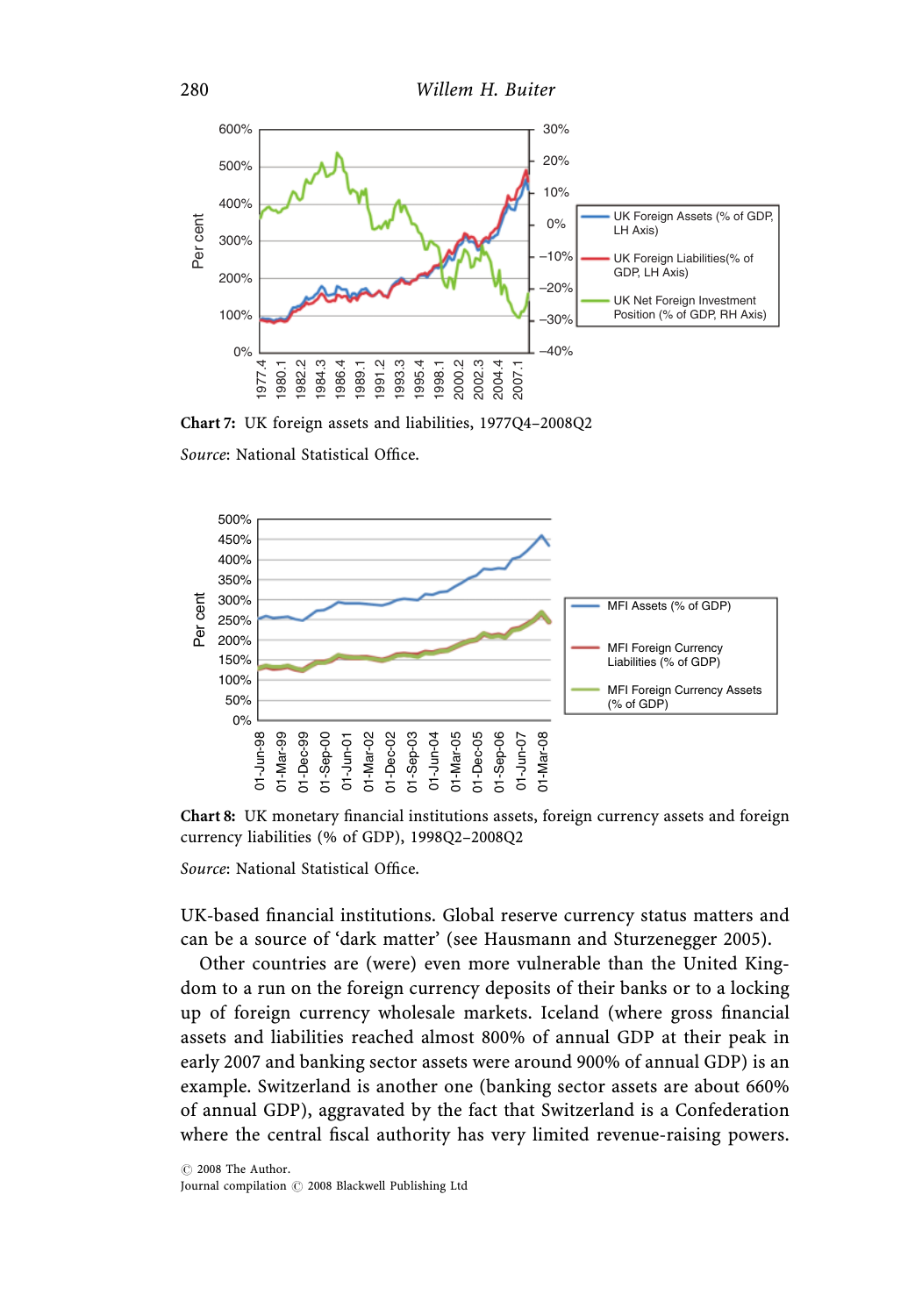**Chart 7:** UK foreign assets and liabilities, 1977Q4–2008Q2

*Source*: National Statistical Office.

**Chart 8:** UK monetary financial institutions assets, foreign currency assets and foreign currency liabilities (% of GDP), 1998Q2–2008Q2

*Source*: National Statistical Office.

UK-based financial institutions. Global reserve currency status matters and can be a source of 'dark matter' (see Hausmann and Sturzenegger 2005).

Other countries are (were) even more vulnerable than the United Kingdom to a run on the foreign currency deposits of their banks or to a locking up of foreign currency wholesale markets. Iceland (where gross financial assets and liabilities reached almost 800% of annual GDP at their peak in early 2007 and banking sector assets were around 900% of annual GDP) is an example. Switzerland is another one (banking sector assets are about 660% of annual GDP), aggravated by the fact that Switzerland is a Confederation where the central fiscal authority has very limited revenue-raising powers.

© 2008 The Author.
Journal compilation © 2008 Blackwell Publishing Ltd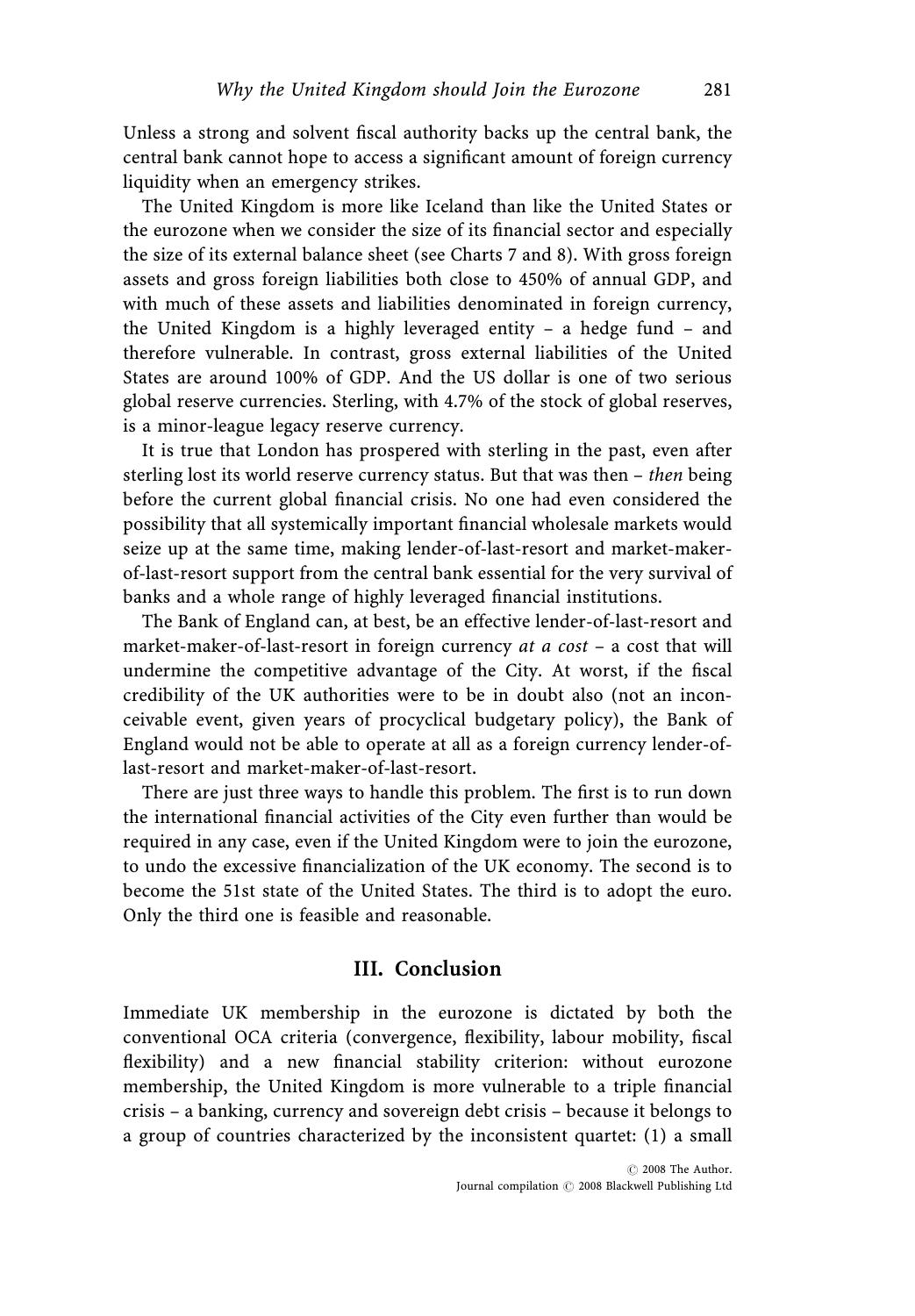Unless a strong and solvent fiscal authority backs up the central bank, the central bank cannot hope to access a significant amount of foreign currency liquidity when an emergency strikes.

The United Kingdom is more like Iceland than like the United States or the eurozone when we consider the size of its financial sector and especially the size of its external balance sheet (see Charts 7 and 8). With gross foreign assets and gross foreign liabilities both close to 450% of annual GDP, and with much of these assets and liabilities denominated in foreign currency, the United Kingdom is a highly leveraged entity – a hedge fund – and therefore vulnerable. In contrast, gross external liabilities of the United States are around 100% of GDP. And the US dollar is one of two serious global reserve currencies. Sterling, with 4.7% of the stock of global reserves, is a minor-league legacy reserve currency.

It is true that London has prospered with sterling in the past, even after sterling lost its world reserve currency status. But that was then – *then* being before the current global financial crisis. No one had even considered the possibility that all systemically important financial wholesale markets would seize up at the same time, making lender-of-last-resort and market-maker-of-last-resort support from the central bank essential for the very survival of banks and a whole range of highly leveraged financial institutions.

The Bank of England can, at best, be an effective lender-of-last-resort and market-maker-of-last-resort in foreign currency *at a cost* – a cost that will undermine the competitive advantage of the City. At worst, if the fiscal credibility of the UK authorities were to be in doubt also (not an inconceivable event, given years of procyclical budgetary policy), the Bank of England would not be able to operate at all as a foreign currency lender-of-last-resort and market-maker-of-last-resort.

There are just three ways to handle this problem. The first is to run down the international financial activities of the City even further than would be required in any case, even if the United Kingdom were to join the eurozone, to undo the excessive financialization of the UK economy. The second is to become the 51st state of the United States. The third is to adopt the euro. Only the third one is feasible and reasonable.

## III. Conclusion

Immediate UK membership in the eurozone is dictated by both the conventional OCA criteria (convergence, flexibility, labour mobility, fiscal flexibility) and a new financial stability criterion: without eurozone membership, the United Kingdom is more vulnerable to a triple financial crisis – a banking, currency and sovereign debt crisis – because it belongs to a group of countries characterized by the inconsistent quartet: (1) a small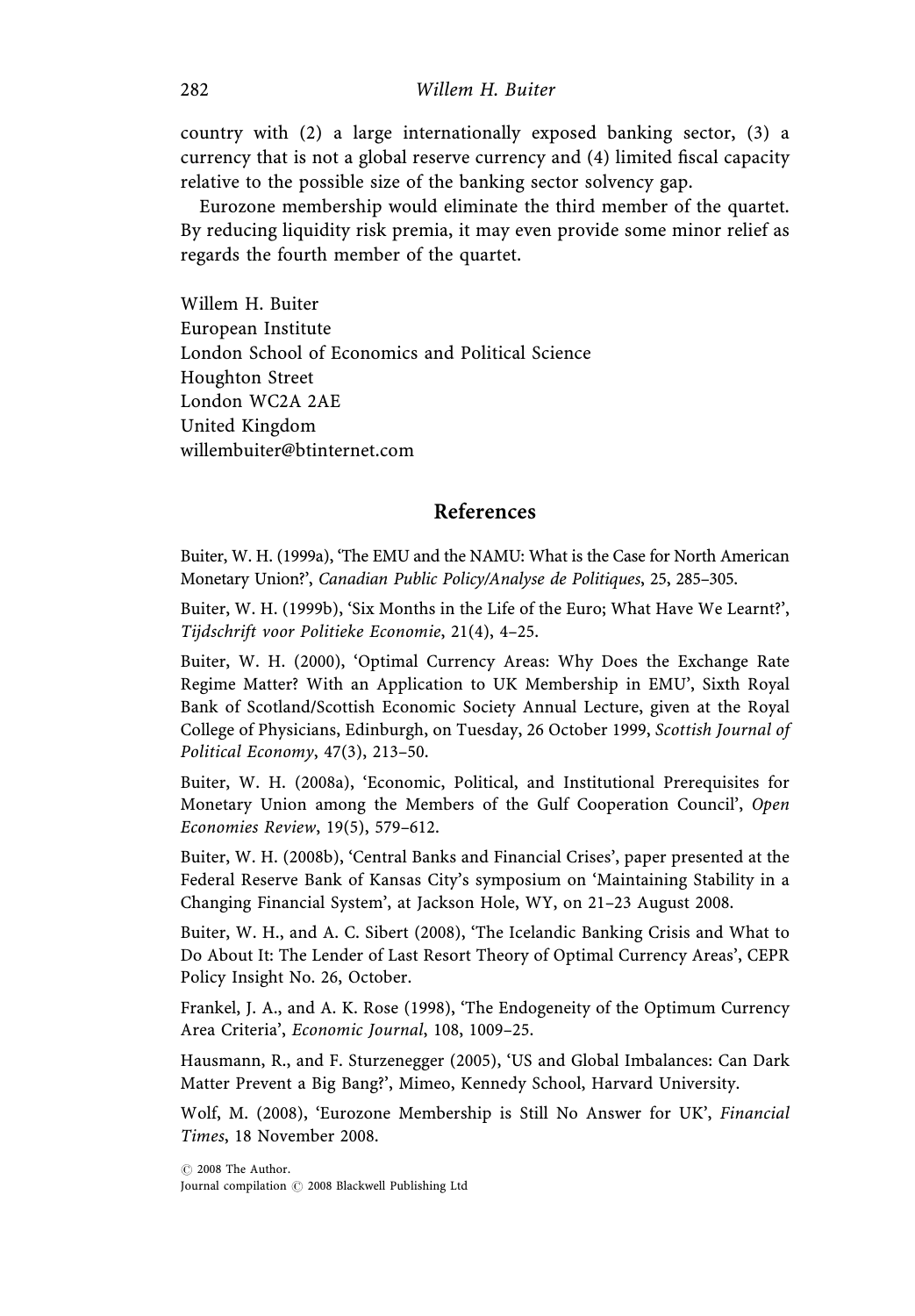country with (2) a large internationally exposed banking sector, (3) a currency that is not a global reserve currency and (4) limited fiscal capacity relative to the possible size of the banking sector solvency gap.

Eurozone membership would eliminate the third member of the quartet. By reducing liquidity risk premia, it may even provide some minor relief as regards the fourth member of the quartet.

Willem H. Buiter
European Institute
London School of Economics and Political Science
Houghton Street
London WC2A 2AE
United Kingdom
willembuiter@btinternet.com

## References

Buiter, W. H. (1999a), 'The EMU and the NAMU: What is the Case for North American Monetary Union?', *Canadian Public Policy/Analyse de Politiques*, 25, 285–305.

Buiter, W. H. (1999b), 'Six Months in the Life of the Euro; What Have We Learnt?', *Tijdschrift voor Politieke Economie*, 21(4), 4–25.

Buiter, W. H. (2000), 'Optimal Currency Areas: Why Does the Exchange Rate Regime Matter? With an Application to UK Membership in EMU', Sixth Royal Bank of Scotland/Scottish Economic Society Annual Lecture, given at the Royal College of Physicians, Edinburgh, on Tuesday, 26 October 1999, *Scottish Journal of Political Economy*, 47(3), 213–50.

Buiter, W. H. (2008a), 'Economic, Political, and Institutional Prerequisites for Monetary Union among the Members of the Gulf Cooperation Council', *Open Economies Review*, 19(5), 579–612.

Buiter, W. H. (2008b), 'Central Banks and Financial Crises', paper presented at the Federal Reserve Bank of Kansas City's symposium on 'Maintaining Stability in a Changing Financial System', at Jackson Hole, WY, on 21–23 August 2008.

Buiter, W. H., and A. C. Sibert (2008), 'The Icelandic Banking Crisis and What to Do About It: The Lender of Last Resort Theory of Optimal Currency Areas', CEPR Policy Insight No. 26, October.

Frankel, J. A., and A. K. Rose (1998), 'The Endogeneity of the Optimum Currency Area Criteria', *Economic Journal*, 108, 1009–25.

Hausmann, R., and F. Sturzenegger (2005), 'US and Global Imbalances: Can Dark Matter Prevent a Big Bang?', Mimeo, Kennedy School, Harvard University.

Wolf, M. (2008), 'Eurozone Membership is Still No Answer for UK', *Financial Times*, 18 November 2008.